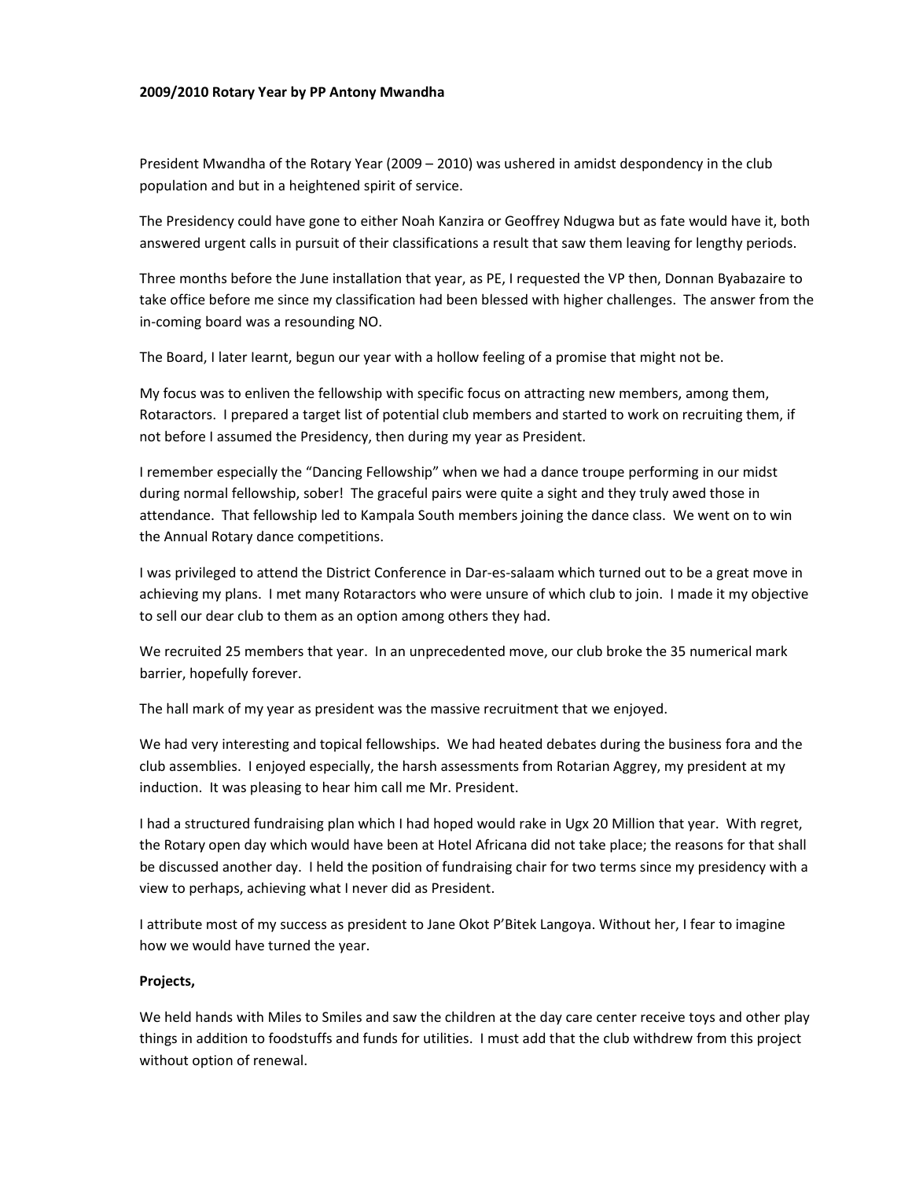**2009/2010 Rotary Year by PP Antony Mwandha**

President Mwandha of the Rotary Year (2009 – 2010) was ushered in amidst despondency in the club population and but in a heightened spirit of service.

The Presidency could have gone to either Noah Kanzira or Geoffrey Ndugwa but as fate would have it, both answered urgent calls in pursuit of their classifications a result that saw them leaving for lengthy periods.

Three months before the June installation that year, as PE, I requested the VP then, Donnan Byabazaire to take office before me since my classification had been blessed with higher challenges. The answer from the in-coming board was a resounding NO.

The Board, I later learnt, begun our year with a hollow feeling of a promise that might not be.

My focus was to enliven the fellowship with specific focus on attracting new members, among them, Rotaractors. I prepared a target list of potential club members and started to work on recruiting them, if not before I assumed the Presidency, then during my year as President.

I remember especially the "Dancing Fellowship" when we had a dance troupe performing in our midst during normal fellowship, sober! The graceful pairs were quite a sight and they truly awed those in attendance. That fellowship led to Kampala South members joining the dance class. We went on to win the Annual Rotary dance competitions.

I was privileged to attend the District Conference in Dar-es-salaam which turned out to be a great move in achieving my plans. I met many Rotaractors who were unsure of which club to join. I made it my objective to sell our dear club to them as an option among others they had.

We recruited 25 members that year. In an unprecedented move, our club broke the 35 numerical mark barrier, hopefully forever.

The hall mark of my year as president was the massive recruitment that we enjoyed.

We had very interesting and topical fellowships. We had heated debates during the business fora and the club assemblies. I enjoyed especially, the harsh assessments from Rotarian Aggrey, my president at my induction. It was pleasing to hear him call me Mr. President.

I had a structured fundraising plan which I had hoped would rake in Ugx 20 Million that year. With regret, the Rotary open day which would have been at Hotel Africana did not take place; the reasons for that shall be discussed another day. I held the position of fundraising chair for two terms since my presidency with a view to perhaps, achieving what I never did as President.

I attribute most of my success as president to Jane Okot P'Bitek Langoya. Without her, I fear to imagine how we would have turned the year.

**Projects,**

We held hands with Miles to Smiles and saw the children at the day care center receive toys and other play things in addition to foodstuffs and funds for utilities. I must add that the club withdrew from this project without option of renewal.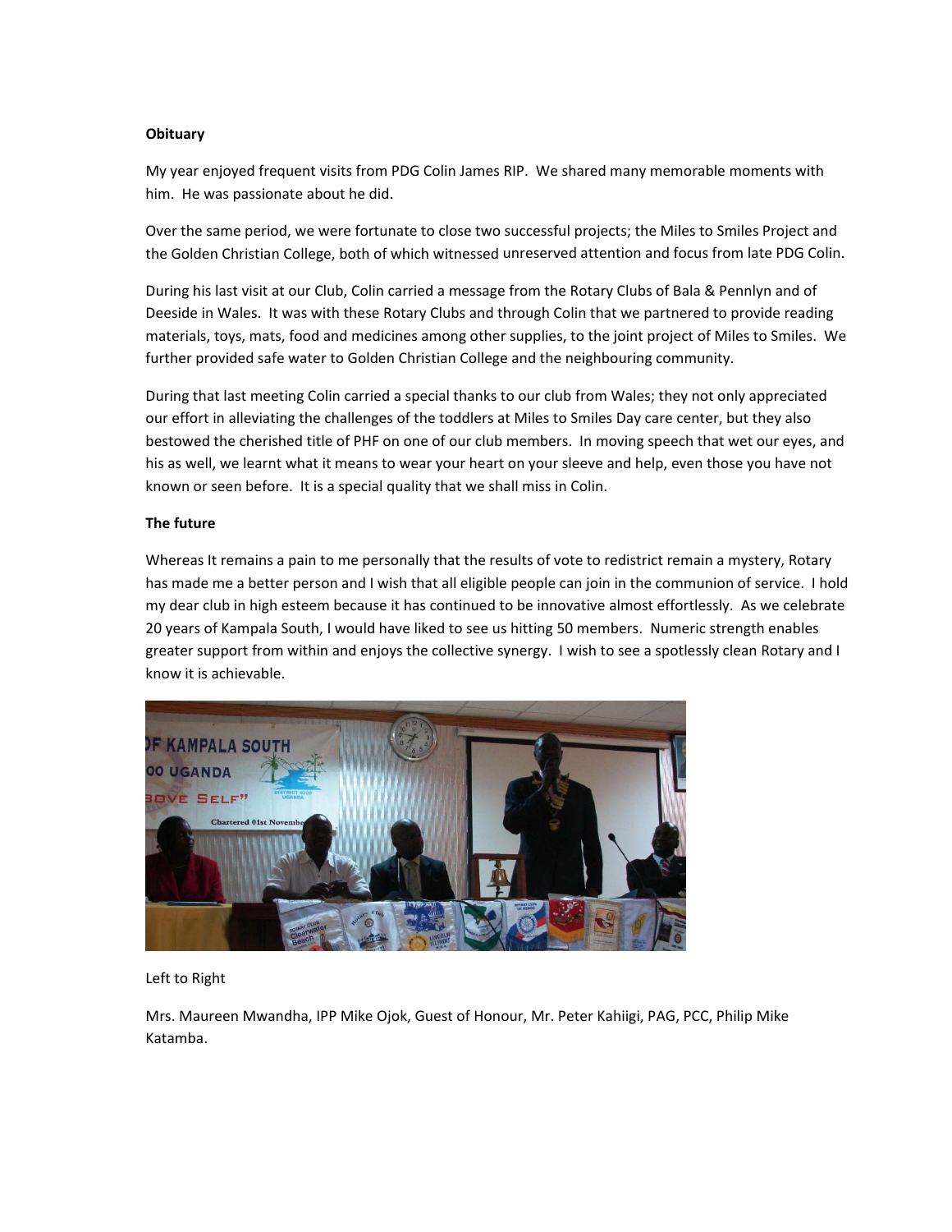**Obituary**

My year enjoyed frequent visits from PDG Colin James RIP. We shared many memorable moments with him. He was passionate about he did.

Over the same period, we were fortunate to close two successful projects; the Miles to Smiles Project and the Golden Christian College, both of which witnessed unreserved attention and focus from late PDG Colin.

During his last visit at our Club, Colin carried a message from the Rotary Clubs of Bala & Pennlyn and of Deeside in Wales. It was with these Rotary Clubs and through Colin that we partnered to provide reading materials, toys, mats, food and medicines among other supplies, to the joint project of Miles to Smiles. We further provided safe water to Golden Christian College and the neighbouring community.

During that last meeting Colin carried a special thanks to our club from Wales; they not only appreciated our effort in alleviating the challenges of the toddlers at Miles to Smiles Day care center, but they also bestowed the cherished title of PHF on one of our club members. In moving speech that wet our eyes, and his as well, we learnt what it means to wear your heart on your sleeve and help, even those you have not known or seen before. It is a special quality that we shall miss in Colin.

**The future**

Whereas It remains a pain to me personally that the results of vote to redistrict remain a mystery, Rotary has made me a better person and I wish that all eligible people can join in the communion of service. I hold my dear club in high esteem because it has continued to be innovative almost effortlessly. As we celebrate 20 years of Kampala South, I would have liked to see us hitting 50 members. Numeric strength enables greater support from within and enjoys the collective synergy. I wish to see a spotlessly clean Rotary and I know it is achievable.

Left to Right

Mrs. Maureen Mwandha, IPP Mike Ojok, Guest of Honour, Mr. Peter Kahiigi, PAG, PCC, Philip Mike Katamba.